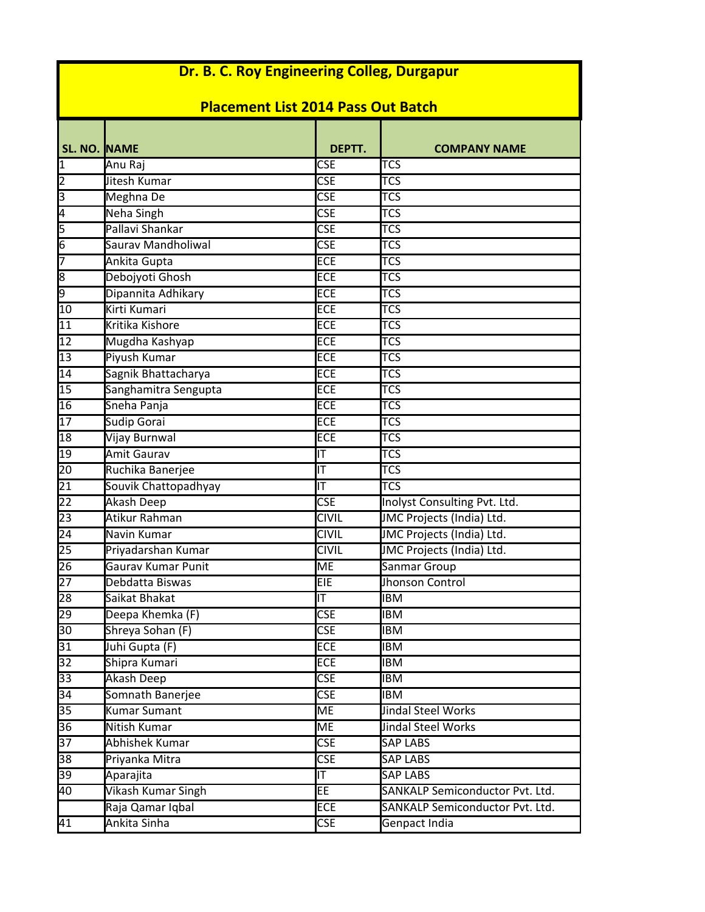# Dr. B. C. Roy Engineering Colleg, Durgapur

## Placement List 2014 Pass Out Batch

| SL. NO. | NAME | DEPTT. | COMPANY NAME |
|---|---|---|---|
| 1 | Anu Raj | CSE | TCS |
| 2 | Jitesh Kumar | CSE | TCS |
| 3 | Meghna De | CSE | TCS |
| 4 | Neha Singh | CSE | TCS |
| 5 | Pallavi Shankar | CSE | TCS |
| 6 | Saurav Mandholiwal | CSE | TCS |
| 7 | Ankita Gupta | ECE | TCS |
| 8 | Debojyoti Ghosh | ECE | TCS |
| 9 | Dipannita Adhikary | ECE | TCS |
| 10 | Kirti Kumari | ECE | TCS |
| 11 | Kritika Kishore | ECE | TCS |
| 12 | Mugdha Kashyap | ECE | TCS |
| 13 | Piyush Kumar | ECE | TCS |
| 14 | Sagnik Bhattacharya | ECE | TCS |
| 15 | Sanghamitra Sengupta | ECE | TCS |
| 16 | Sneha Panja | ECE | TCS |
| 17 | Sudip Gorai | ECE | TCS |
| 18 | Vijay Burnwal | ECE | TCS |
| 19 | Amit Gaurav | IT | TCS |
| 20 | Ruchika Banerjee | IT | TCS |
| 21 | Souvik Chattopadhyay | IT | TCS |
| 22 | Akash Deep | CSE | Inolyst Consulting Pvt. Ltd. |
| 23 | Atikur Rahman | CIVIL | JMC Projects (India) Ltd. |
| 24 | Navin Kumar | CIVIL | JMC Projects (India) Ltd. |
| 25 | Priyadarshan Kumar | CIVIL | JMC Projects (India) Ltd. |
| 26 | Gaurav Kumar Punit | ME | Sanmar Group |
| 27 | Debdatta Biswas | EIE | Jhonson Control |
| 28 | Saikat Bhakat | IT | IBM |
| 29 | Deepa Khemka (F) | CSE | IBM |
| 30 | Shreya Sohan (F) | CSE | IBM |
| 31 | Juhi Gupta (F) | ECE | IBM |
| 32 | Shipra Kumari | ECE | IBM |
| 33 | Akash Deep | CSE | IBM |
| 34 | Somnath Banerjee | CSE | IBM |
| 35 | Kumar Sumant | ME | Jindal Steel Works |
| 36 | Nitish Kumar | ME | Jindal Steel Works |
| 37 | Abhishek Kumar | CSE | SAP LABS |
| 38 | Priyanka Mitra | CSE | SAP LABS |
| 39 | Aparajita | IT | SAP LABS |
| 40 | Vikash Kumar Singh | EE | SANKALP Semiconductor Pvt. Ltd. |
| | Raja Qamar Iqbal | ECE | SANKALP Semiconductor Pvt. Ltd. |
| 41 | Ankita Sinha | CSE | Genpact India |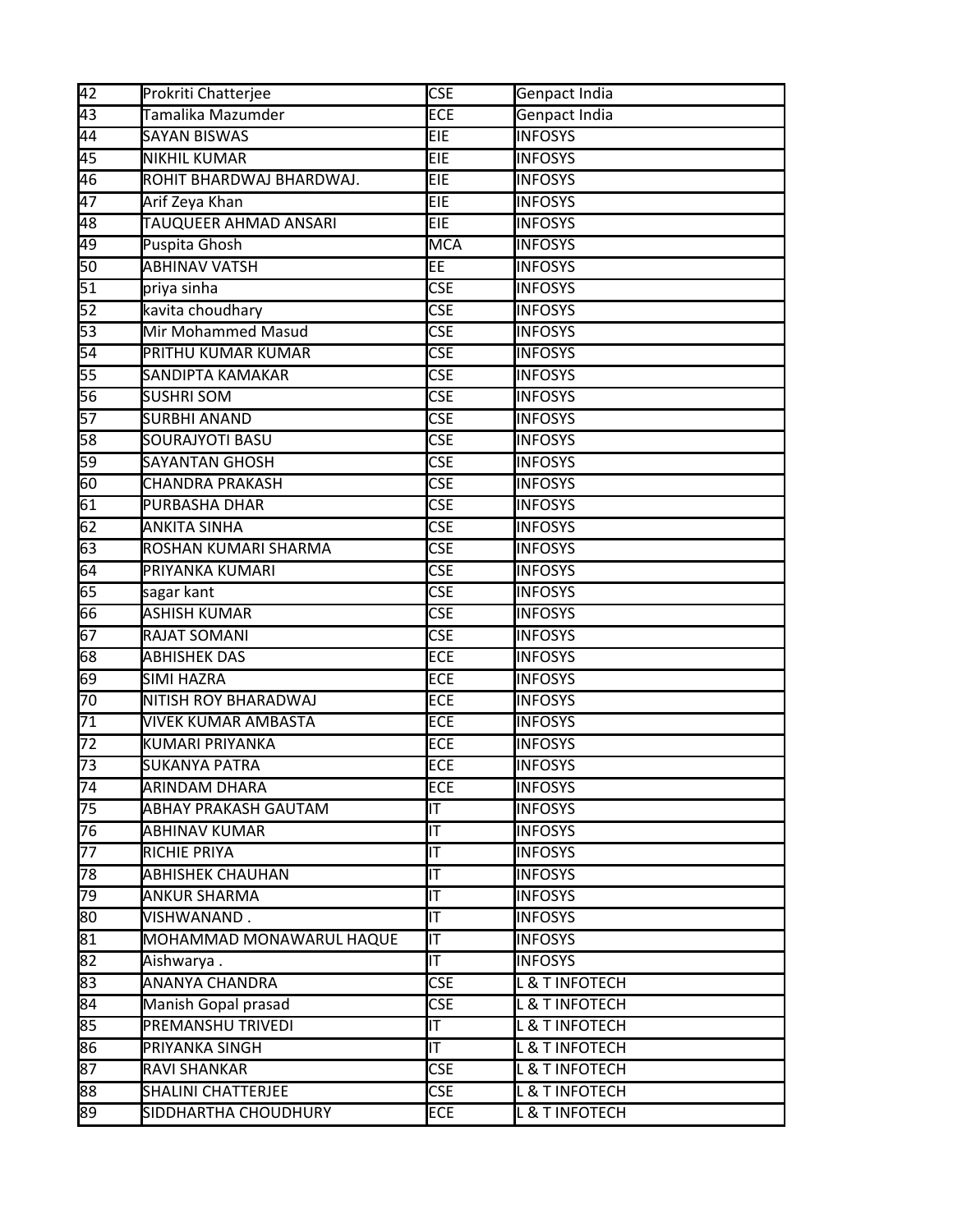| | | | |
|---|---|---|---|
| 42 | Prokriti Chatterjee | CSE | Genpact India |
| 43 | Tamalika Mazumder | ECE | Genpact India |
| 44 | SAYAN BISWAS | EIE | INFOSYS |
| 45 | NIKHIL KUMAR | EIE | INFOSYS |
| 46 | ROHIT BHARDWAJ BHARDWAJ. | EIE | INFOSYS |
| 47 | Arif Zeya Khan | EIE | INFOSYS |
| 48 | TAUQUEER AHMAD ANSARI | EIE | INFOSYS |
| 49 | Puspita Ghosh | MCA | INFOSYS |
| 50 | ABHINAV VATSH | EE | INFOSYS |
| 51 | priya sinha | CSE | INFOSYS |
| 52 | kavita choudhary | CSE | INFOSYS |
| 53 | Mir Mohammed Masud | CSE | INFOSYS |
| 54 | PRITHU KUMAR KUMAR | CSE | INFOSYS |
| 55 | SANDIPTA KAMAKAR | CSE | INFOSYS |
| 56 | SUSHRI SOM | CSE | INFOSYS |
| 57 | SURBHI ANAND | CSE | INFOSYS |
| 58 | SOURAJYOTI BASU | CSE | INFOSYS |
| 59 | SAYANTAN GHOSH | CSE | INFOSYS |
| 60 | CHANDRA PRAKASH | CSE | INFOSYS |
| 61 | PURBASHA DHAR | CSE | INFOSYS |
| 62 | ANKITA SINHA | CSE | INFOSYS |
| 63 | ROSHAN KUMARI SHARMA | CSE | INFOSYS |
| 64 | PRIYANKA KUMARI | CSE | INFOSYS |
| 65 | sagar kant | CSE | INFOSYS |
| 66 | ASHISH KUMAR | CSE | INFOSYS |
| 67 | RAJAT SOMANI | CSE | INFOSYS |
| 68 | ABHISHEK DAS | ECE | INFOSYS |
| 69 | SIMI HAZRA | ECE | INFOSYS |
| 70 | NITISH ROY BHARADWAJ | ECE | INFOSYS |
| 71 | VIVEK KUMAR AMBASTA | ECE | INFOSYS |
| 72 | KUMARI PRIYANKA | ECE | INFOSYS |
| 73 | SUKANYA PATRA | ECE | INFOSYS |
| 74 | ARINDAM DHARA | ECE | INFOSYS |
| 75 | ABHAY PRAKASH GAUTAM | IT | INFOSYS |
| 76 | ABHINAV KUMAR | IT | INFOSYS |
| 77 | RICHIE PRIYA | IT | INFOSYS |
| 78 | ABHISHEK CHAUHAN | IT | INFOSYS |
| 79 | ANKUR SHARMA | IT | INFOSYS |
| 80 | VISHWANAND . | IT | INFOSYS |
| 81 | MOHAMMAD MONAWARUL HAQUE | IT | INFOSYS |
| 82 | Aishwarya . | IT | INFOSYS |
| 83 | ANANYA CHANDRA | CSE | L & T INFOTECH |
| 84 | Manish Gopal prasad | CSE | L & T INFOTECH |
| 85 | PREMANSHU TRIVEDI | IT | L & T INFOTECH |
| 86 | PRIYANKA SINGH | IT | L & T INFOTECH |
| 87 | RAVI SHANKAR | CSE | L & T INFOTECH |
| 88 | SHALINI CHATTERJEE | CSE | L & T INFOTECH |
| 89 | SIDDHARTHA CHOUDHURY | ECE | L & T INFOTECH |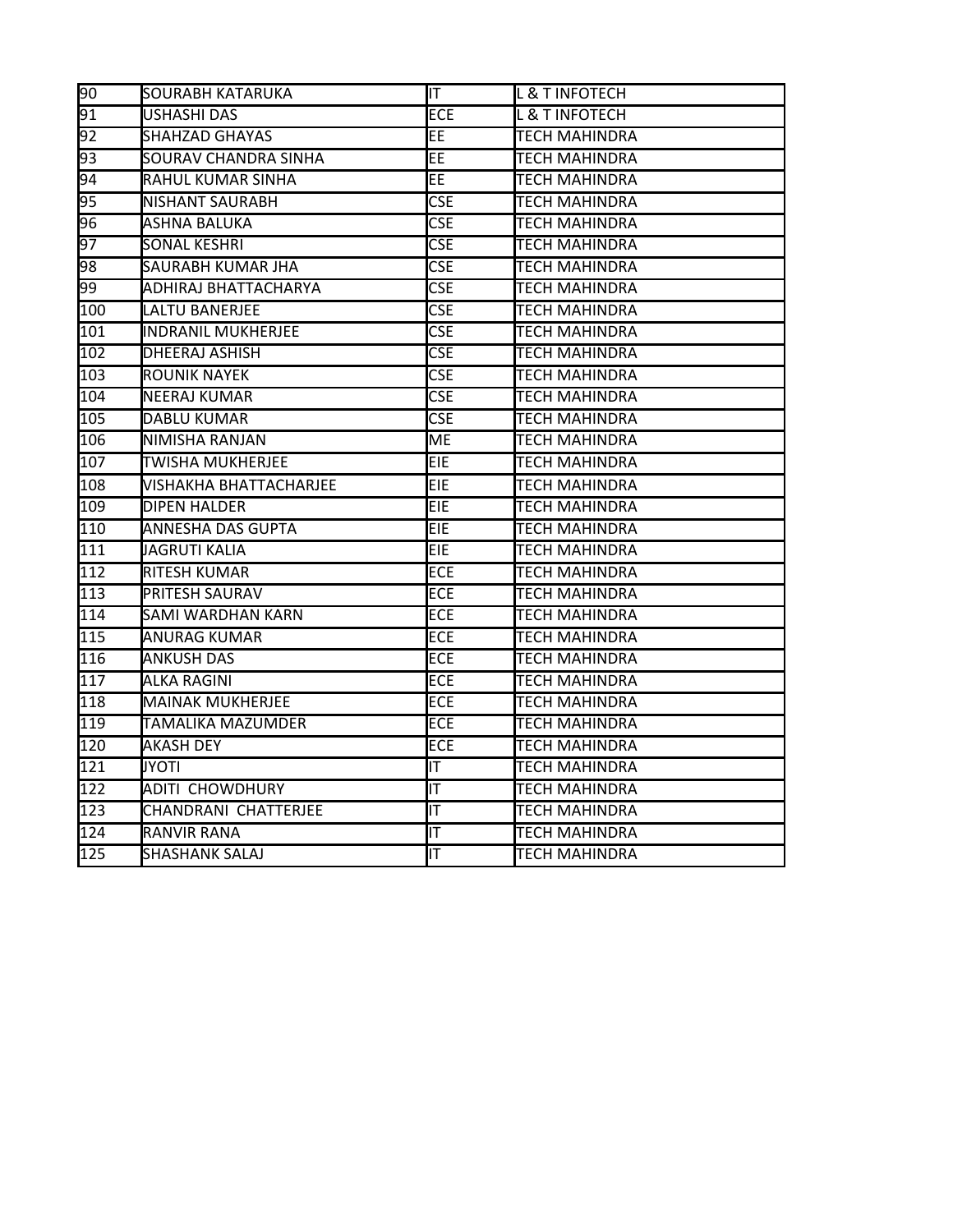| | | | |
|---|---|---|---|
| 90 | SOURABH KATARUKA | IT | L & T INFOTECH |
| 91 | USHASHI DAS | ECE | L & T INFOTECH |
| 92 | SHAHZAD GHAYAS | EE | TECH MAHINDRA |
| 93 | SOURAV CHANDRA SINHA | EE | TECH MAHINDRA |
| 94 | RAHUL KUMAR SINHA | EE | TECH MAHINDRA |
| 95 | NISHANT SAURABH | CSE | TECH MAHINDRA |
| 96 | ASHNA BALUKA | CSE | TECH MAHINDRA |
| 97 | SONAL KESHRI | CSE | TECH MAHINDRA |
| 98 | SAURABH KUMAR JHA | CSE | TECH MAHINDRA |
| 99 | ADHIRAJ BHATTACHARYA | CSE | TECH MAHINDRA |
| 100 | LALTU BANERJEE | CSE | TECH MAHINDRA |
| 101 | INDRANIL MUKHERJEE | CSE | TECH MAHINDRA |
| 102 | DHEERAJ ASHISH | CSE | TECH MAHINDRA |
| 103 | ROUNIK NAYEK | CSE | TECH MAHINDRA |
| 104 | NEERAJ KUMAR | CSE | TECH MAHINDRA |
| 105 | DABLU KUMAR | CSE | TECH MAHINDRA |
| 106 | NIMISHA RANJAN | ME | TECH MAHINDRA |
| 107 | TWISHA MUKHERJEE | EIE | TECH MAHINDRA |
| 108 | VISHAKHA BHATTACHARJEE | EIE | TECH MAHINDRA |
| 109 | DIPEN HALDER | EIE | TECH MAHINDRA |
| 110 | ANNESHA DAS GUPTA | EIE | TECH MAHINDRA |
| 111 | JAGRUTI KALIA | EIE | TECH MAHINDRA |
| 112 | RITESH KUMAR | ECE | TECH MAHINDRA |
| 113 | PRITESH SAURAV | ECE | TECH MAHINDRA |
| 114 | SAMI WARDHAN KARN | ECE | TECH MAHINDRA |
| 115 | ANURAG KUMAR | ECE | TECH MAHINDRA |
| 116 | ANKUSH DAS | ECE | TECH MAHINDRA |
| 117 | ALKA RAGINI | ECE | TECH MAHINDRA |
| 118 | MAINAK MUKHERJEE | ECE | TECH MAHINDRA |
| 119 | TAMALIKA MAZUMDER | ECE | TECH MAHINDRA |
| 120 | AKASH DEY | ECE | TECH MAHINDRA |
| 121 | JYOTI | IT | TECH MAHINDRA |
| 122 | ADITI CHOWDHURY | IT | TECH MAHINDRA |
| 123 | CHANDRANI CHATTERJEE | IT | TECH MAHINDRA |
| 124 | RANVIR RANA | IT | TECH MAHINDRA |
| 125 | SHASHANK SALAJ | IT | TECH MAHINDRA |